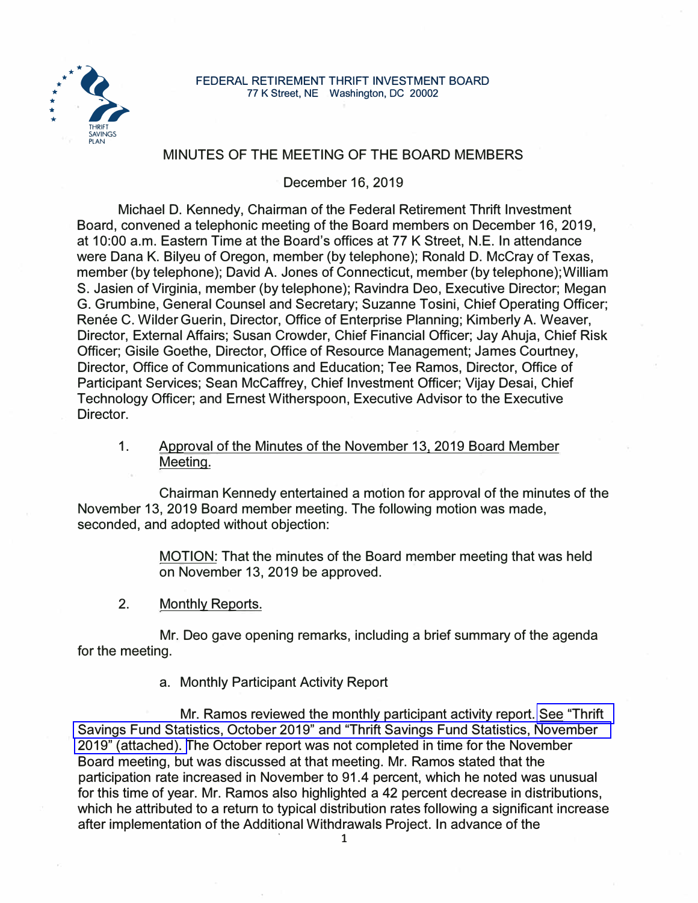FEDERAL RETIREMENT THRIFT INVESTMENT BOARD
77 K Street, NE Washington, DC 20002

# MINUTES OF THE MEETING OF THE BOARD MEMBERS

December 16, 2019

Michael D. Kennedy, Chairman of the Federal Retirement Thrift Investment Board, convened a telephonic meeting of the Board members on December 16, 2019, at 10:00 a.m. Eastern Time at the Board's offices at 77 K Street, N.E. In attendance were Dana K. Bilyeu of Oregon, member (by telephone); Ronald D. McCray of Texas, member (by telephone); David A. Jones of Connecticut, member (by telephone); William S. Jasien of Virginia, member (by telephone); Ravindra Deo, Executive Director; Megan G. Grumbine, General Counsel and Secretary; Suzanne Tosini, Chief Operating Officer; Renée C. Wilder Guerin, Director, Office of Enterprise Planning; Kimberly A. Weaver, Director, External Affairs; Susan Crowder, Chief Financial Officer; Jay Ahuja, Chief Risk Officer; Gisile Goethe, Director, Office of Resource Management; James Courtney, Director, Office of Communications and Education; Tee Ramos, Director, Office of Participant Services; Sean McCaffrey, Chief Investment Officer; Vijay Desai, Chief Technology Officer; and Ernest Witherspoon, Executive Advisor to the Executive Director.

1. Approval of the Minutes of the November 13, 2019 Board Member Meeting.

Chairman Kennedy entertained a motion for approval of the minutes of the November 13, 2019 Board member meeting. The following motion was made, seconded, and adopted without objection:

> MOTION: That the minutes of the Board member meeting that was held on November 13, 2019 be approved.

2. Monthly Reports.

Mr. Deo gave opening remarks, including a brief summary of the agenda for the meeting.

a. Monthly Participant Activity Report

Mr. Ramos reviewed the monthly participant activity report. See "Thrift Savings Fund Statistics, October 2019" and "Thrift Savings Fund Statistics, November 2019" (attached). The October report was not completed in time for the November Board meeting, but was discussed at that meeting. Mr. Ramos stated that the participation rate increased in November to 91.4 percent, which he noted was unusual for this time of year. Mr. Ramos also highlighted a 42 percent decrease in distributions, which he attributed to a return to typical distribution rates following a significant increase after implementation of the Additional Withdrawals Project. In advance of the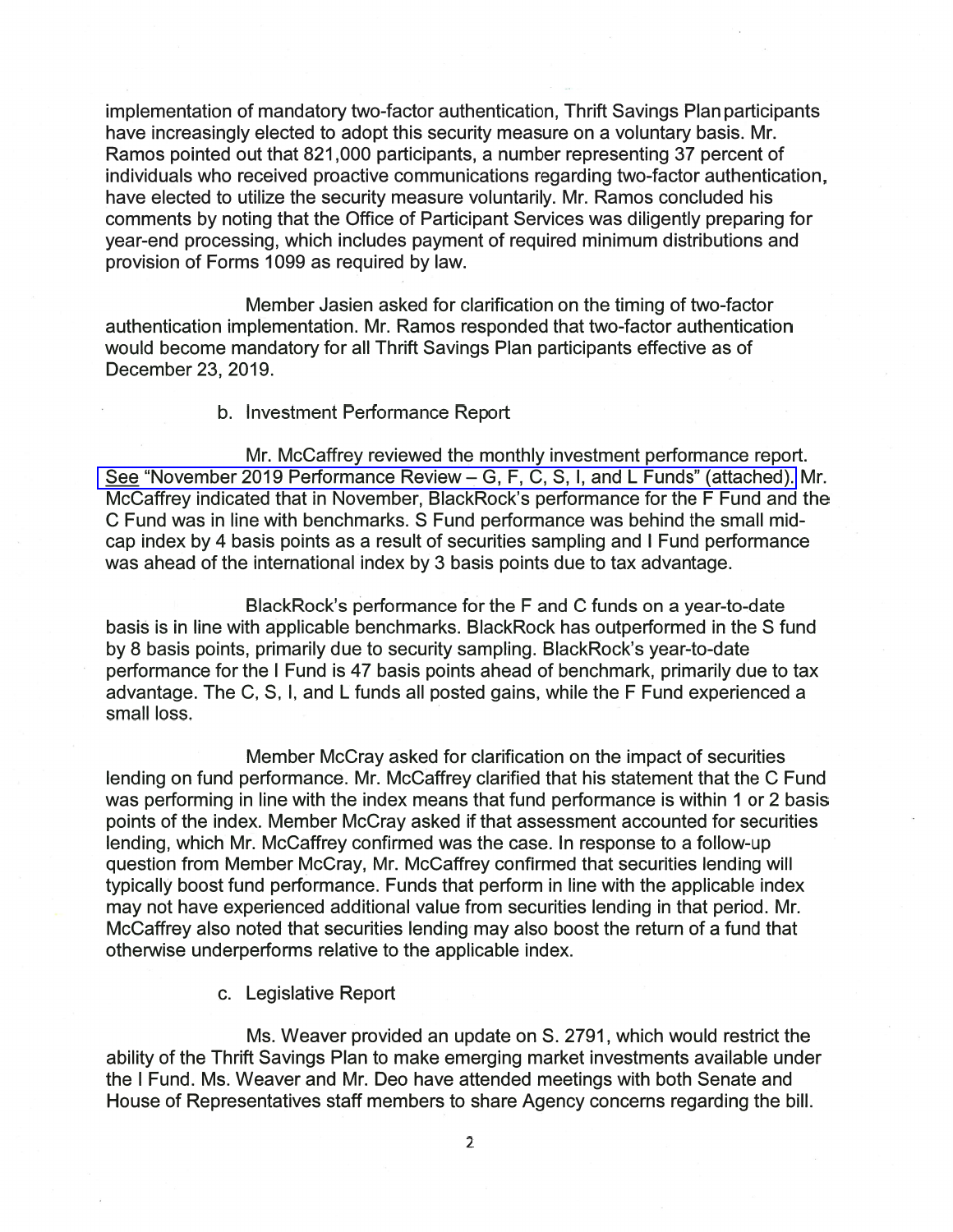implementation of mandatory two-factor authentication, Thrift Savings Plan participants have increasingly elected to adopt this security measure on a voluntary basis. Mr. Ramos pointed out that 821,000 participants, a number representing 37 percent of individuals who received proactive communications regarding two-factor authentication, have elected to utilize the security measure voluntarily. Mr. Ramos concluded his comments by noting that the Office of Participant Services was diligently preparing for year-end processing, which includes payment of required minimum distributions and provision of Forms 1099 as required by law.

Member Jasien asked for clarification on the timing of two-factor authentication implementation. Mr. Ramos responded that two-factor authentication would become mandatory for all Thrift Savings Plan participants effective as of December 23, 2019.

b. Investment Performance Report

Mr. McCaffrey reviewed the monthly investment performance report. See "November 2019 Performance Review – G, F, C, S, I, and L Funds" (attached). Mr. McCaffrey indicated that in November, BlackRock's performance for the F Fund and the C Fund was in line with benchmarks. S Fund performance was behind the small mid-cap index by 4 basis points as a result of securities sampling and I Fund performance was ahead of the international index by 3 basis points due to tax advantage.

BlackRock's performance for the F and C funds on a year-to-date basis is in line with applicable benchmarks. BlackRock has outperformed in the S fund by 8 basis points, primarily due to security sampling. BlackRock's year-to-date performance for the I Fund is 47 basis points ahead of benchmark, primarily due to tax advantage. The C, S, I, and L funds all posted gains, while the F Fund experienced a small loss.

Member McCray asked for clarification on the impact of securities lending on fund performance. Mr. McCaffrey clarified that his statement that the C Fund was performing in line with the index means that fund performance is within 1 or 2 basis points of the index. Member McCray asked if that assessment accounted for securities lending, which Mr. McCaffrey confirmed was the case. In response to a follow-up question from Member McCray, Mr. McCaffrey confirmed that securities lending will typically boost fund performance. Funds that perform in line with the applicable index may not have experienced additional value from securities lending in that period. Mr. McCaffrey also noted that securities lending may also boost the return of a fund that otherwise underperforms relative to the applicable index.

c. Legislative Report

Ms. Weaver provided an update on S. 2791, which would restrict the ability of the Thrift Savings Plan to make emerging market investments available under the I Fund. Ms. Weaver and Mr. Deo have attended meetings with both Senate and House of Representatives staff members to share Agency concerns regarding the bill.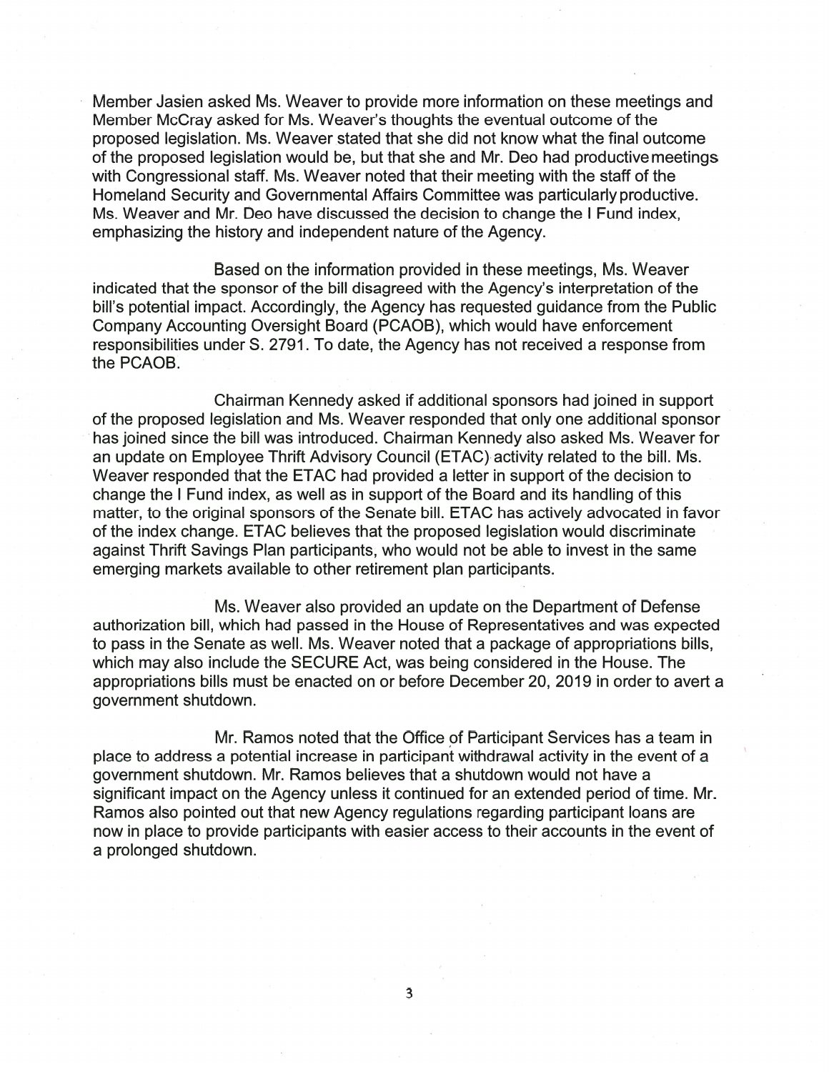Member Jasien asked Ms. Weaver to provide more information on these meetings and Member McCray asked for Ms. Weaver's thoughts the eventual outcome of the proposed legislation. Ms. Weaver stated that she did not know what the final outcome of the proposed legislation would be, but that she and Mr. Deo had productive meetings with Congressional staff. Ms. Weaver noted that their meeting with the staff of the Homeland Security and Governmental Affairs Committee was particularly productive. Ms. Weaver and Mr. Deo have discussed the decision to change the I Fund index, emphasizing the history and independent nature of the Agency.

Based on the information provided in these meetings, Ms. Weaver indicated that the sponsor of the bill disagreed with the Agency's interpretation of the bill's potential impact. Accordingly, the Agency has requested guidance from the Public Company Accounting Oversight Board (PCAOB), which would have enforcement responsibilities under S. 2791. To date, the Agency has not received a response from the PCAOB.

Chairman Kennedy asked if additional sponsors had joined in support of the proposed legislation and Ms. Weaver responded that only one additional sponsor has joined since the bill was introduced. Chairman Kennedy also asked Ms. Weaver for an update on Employee Thrift Advisory Council (ETAC) activity related to the bill. Ms. Weaver responded that the ETAC had provided a letter in support of the decision to change the I Fund index, as well as in support of the Board and its handling of this matter, to the original sponsors of the Senate bill. ETAC has actively advocated in favor of the index change. ETAC believes that the proposed legislation would discriminate against Thrift Savings Plan participants, who would not be able to invest in the same emerging markets available to other retirement plan participants.

Ms. Weaver also provided an update on the Department of Defense authorization bill, which had passed in the House of Representatives and was expected to pass in the Senate as well. Ms. Weaver noted that a package of appropriations bills, which may also include the SECURE Act, was being considered in the House. The appropriations bills must be enacted on or before December 20, 2019 in order to avert a government shutdown.

Mr. Ramos noted that the Office of Participant Services has a team in place to address a potential increase in participant withdrawal activity in the event of a government shutdown. Mr. Ramos believes that a shutdown would not have a significant impact on the Agency unless it continued for an extended period of time. Mr. Ramos also pointed out that new Agency regulations regarding participant loans are now in place to provide participants with easier access to their accounts in the event of a prolonged shutdown.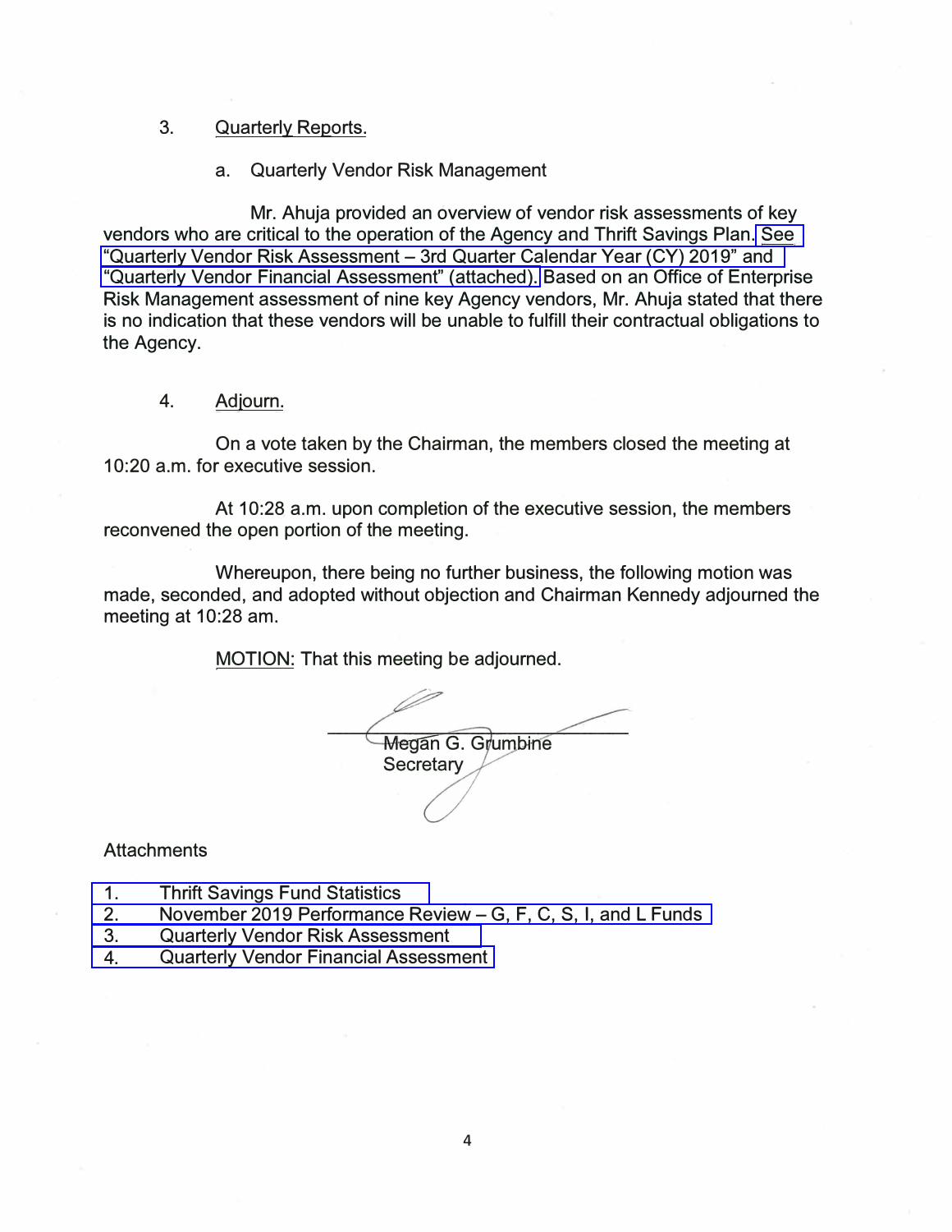3. Quarterly Reports.

a. Quarterly Vendor Risk Management

Mr. Ahuja provided an overview of vendor risk assessments of key vendors who are critical to the operation of the Agency and Thrift Savings Plan. See "Quarterly Vendor Risk Assessment – 3rd Quarter Calendar Year (CY) 2019" and "Quarterly Vendor Financial Assessment" (attached). Based on an Office of Enterprise Risk Management assessment of nine key Agency vendors, Mr. Ahuja stated that there is no indication that these vendors will be unable to fulfill their contractual obligations to the Agency.

4. Adjourn.

On a vote taken by the Chairman, the members closed the meeting at 10:20 a.m. for executive session.

At 10:28 a.m. upon completion of the executive session, the members reconvened the open portion of the meeting.

Whereupon, there being no further business, the following motion was made, seconded, and adopted without objection and Chairman Kennedy adjourned the meeting at 10:28 am.

MOTION: That this meeting be adjourned.

Megan G. Grumbine
Secretary

Attachments

1. Thrift Savings Fund Statistics
2. November 2019 Performance Review – G, F, C, S, I, and L Funds
3. Quarterly Vendor Risk Assessment
4. Quarterly Vendor Financial Assessment